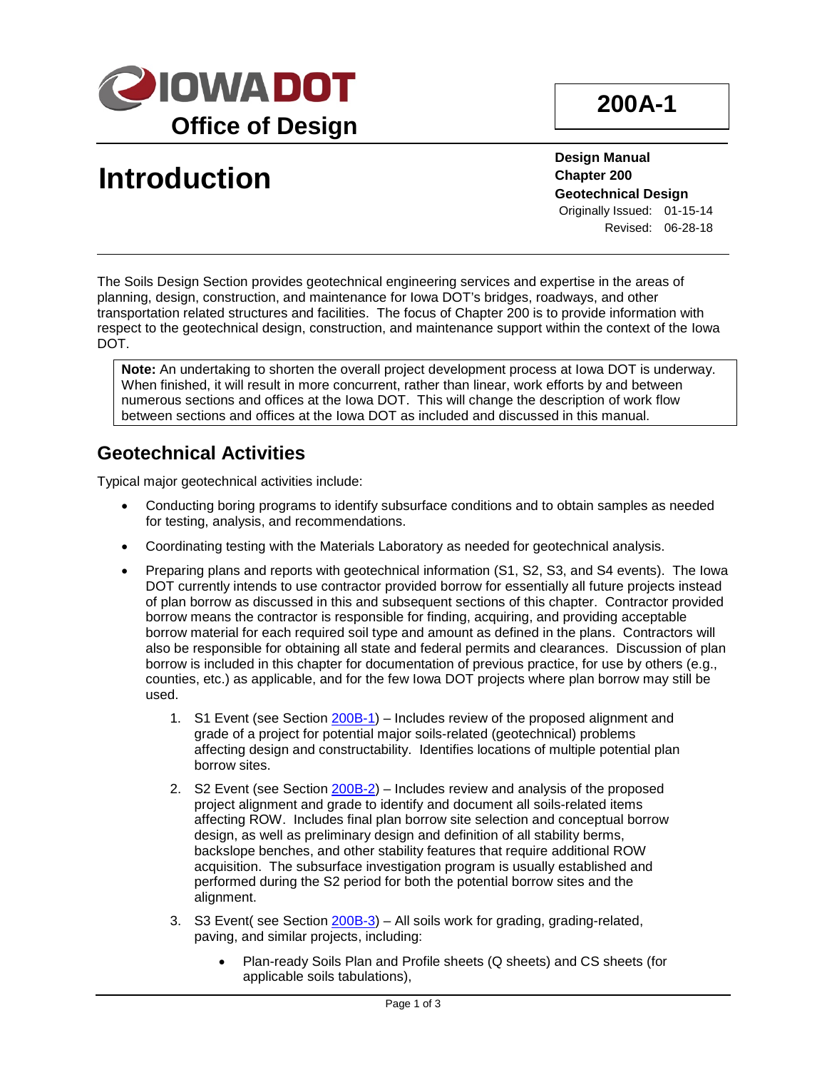# Iowa DOT Office of Design

**200A-1**

# Introduction

**Design Manual**
**Chapter 200**
**Geotechnical Design**
Originally Issued: 01-15-14
Revised: 06-28-18

The Soils Design Section provides geotechnical engineering services and expertise in the areas of planning, design, construction, and maintenance for Iowa DOT's bridges, roadways, and other transportation related structures and facilities. The focus of Chapter 200 is to provide information with respect to the geotechnical design, construction, and maintenance support within the context of the Iowa DOT.

> **Note:** An undertaking to shorten the overall project development process at Iowa DOT is underway. When finished, it will result in more concurrent, rather than linear, work efforts by and between numerous sections and offices at the Iowa DOT. This will change the description of work flow between sections and offices at the Iowa DOT as included and discussed in this manual.

## Geotechnical Activities

Typical major geotechnical activities include:

- Conducting boring programs to identify subsurface conditions and to obtain samples as needed for testing, analysis, and recommendations.
- Coordinating testing with the Materials Laboratory as needed for geotechnical analysis.
- Preparing plans and reports with geotechnical information (S1, S2, S3, and S4 events). The Iowa DOT currently intends to use contractor provided borrow for essentially all future projects instead of plan borrow as discussed in this and subsequent sections of this chapter. Contractor provided borrow means the contractor is responsible for finding, acquiring, and providing acceptable borrow material for each required soil type and amount as defined in the plans. Contractors will also be responsible for obtaining all state and federal permits and clearances. Discussion of plan borrow is included in this chapter for documentation of previous practice, for use by others (e.g., counties, etc.) as applicable, and for the few Iowa DOT projects where plan borrow may still be used.
    1. S1 Event (see Section 200B-1) – Includes review of the proposed alignment and grade of a project for potential major soils-related (geotechnical) problems affecting design and constructability. Identifies locations of multiple potential plan borrow sites.
    2. S2 Event (see Section 200B-2) – Includes review and analysis of the proposed project alignment and grade to identify and document all soils-related items affecting ROW. Includes final plan borrow site selection and conceptual borrow design, as well as preliminary design and definition of all stability berms, backslope benches, and other stability features that require additional ROW acquisition. The subsurface investigation program is usually established and performed during the S2 period for both the potential borrow sites and the alignment.
    3. S3 Event( see Section 200B-3) – All soils work for grading, grading-related, paving, and similar projects, including:
        - Plan-ready Soils Plan and Profile sheets (Q sheets) and CS sheets (for applicable soils tabulations),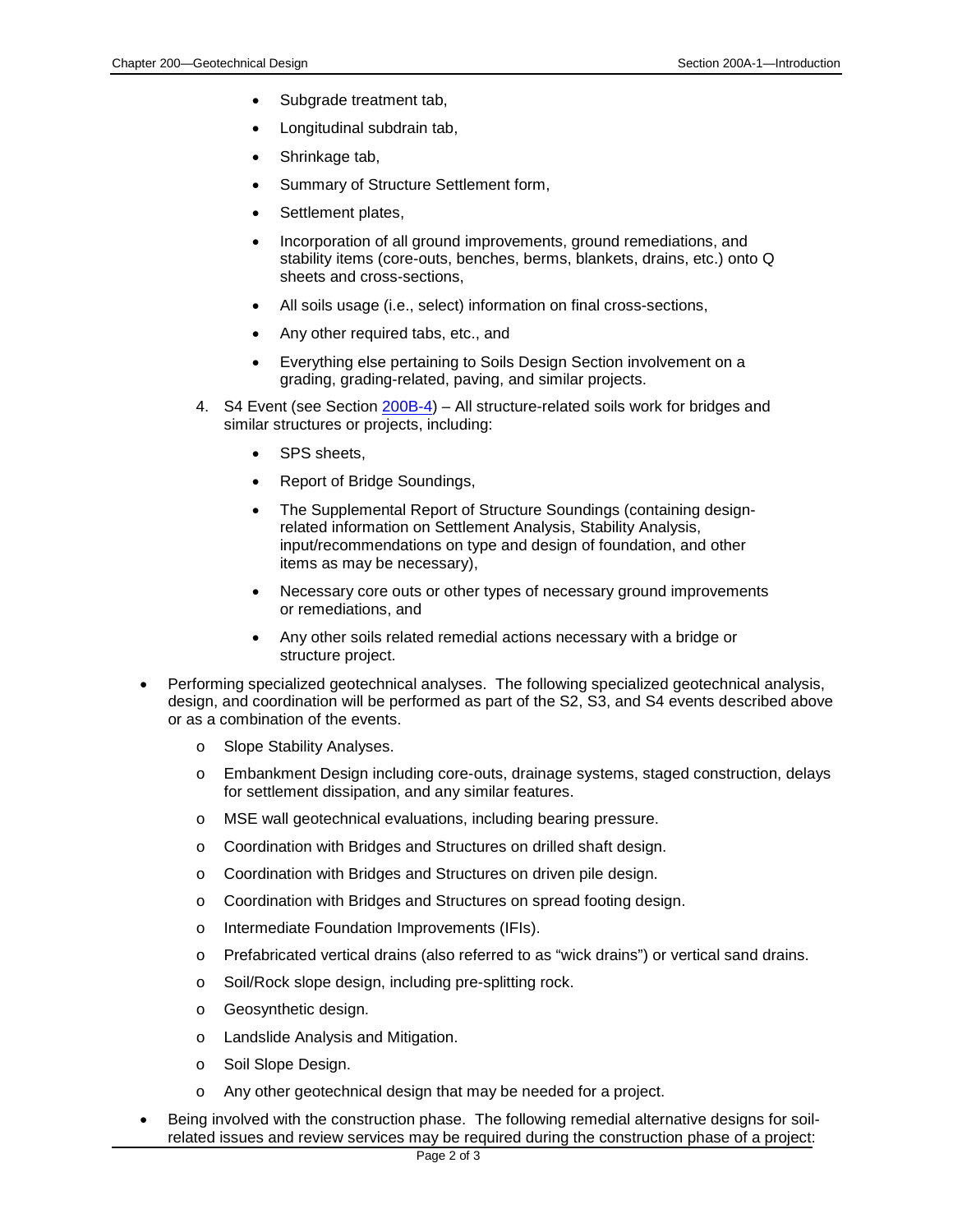- Subgrade treatment tab,
    - Longitudinal subdrain tab,
    - Shrinkage tab,
    - Summary of Structure Settlement form,
    - Settlement plates,
    - Incorporation of all ground improvements, ground remediations, and stability items (core-outs, benches, berms, blankets, drains, etc.) onto Q sheets and cross-sections,
    - All soils usage (i.e., select) information on final cross-sections,
    - Any other required tabs, etc., and
    - Everything else pertaining to Soils Design Section involvement on a grading, grading-related, paving, and similar projects.

  4. S4 Event (see Section 200B-4) – All structure-related soils work for bridges and similar structures or projects, including:
     - SPS sheets,
     - Report of Bridge Soundings,
     - The Supplemental Report of Structure Soundings (containing design-related information on Settlement Analysis, Stability Analysis, input/recommendations on type and design of foundation, and other items as may be necessary),
     - Necessary core outs or other types of necessary ground improvements or remediations, and
     - Any other soils related remedial actions necessary with a bridge or structure project.

- Performing specialized geotechnical analyses. The following specialized geotechnical analysis, design, and coordination will be performed as part of the S2, S3, and S4 events described above or as a combination of the events.
  - Slope Stability Analyses.
  - Embankment Design including core-outs, drainage systems, staged construction, delays for settlement dissipation, and any similar features.
  - MSE wall geotechnical evaluations, including bearing pressure.
  - Coordination with Bridges and Structures on drilled shaft design.
  - Coordination with Bridges and Structures on driven pile design.
  - Coordination with Bridges and Structures on spread footing design.
  - Intermediate Foundation Improvements (IFIs).
  - Prefabricated vertical drains (also referred to as "wick drains") or vertical sand drains.
  - Soil/Rock slope design, including pre-splitting rock.
  - Geosynthetic design.
  - Landslide Analysis and Mitigation.
  - Soil Slope Design.
  - Any other geotechnical design that may be needed for a project.
- Being involved with the construction phase. The following remedial alternative designs for soil-related issues and review services may be required during the construction phase of a project: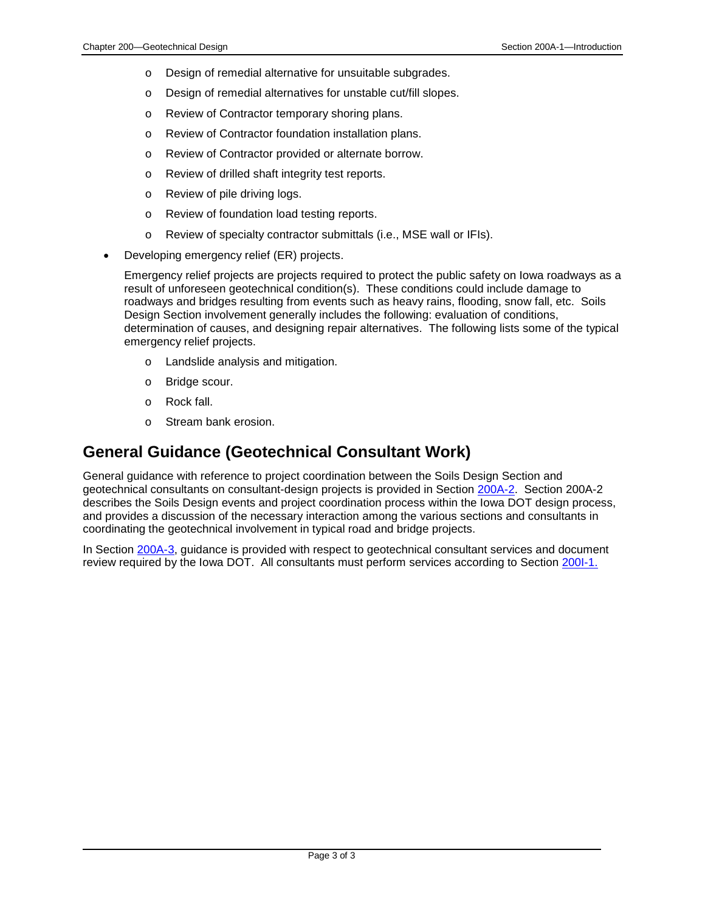- Design of remedial alternative for unsuitable subgrades.
    - Design of remedial alternatives for unstable cut/fill slopes.
    - Review of Contractor temporary shoring plans.
    - Review of Contractor foundation installation plans.
    - Review of Contractor provided or alternate borrow.
    - Review of drilled shaft integrity test reports.
    - Review of pile driving logs.
    - Review of foundation load testing reports.
    - Review of specialty contractor submittals (i.e., MSE wall or IFIs).

- Developing emergency relief (ER) projects.

  Emergency relief projects are projects required to protect the public safety on Iowa roadways as a result of unforeseen geotechnical condition(s). These conditions could include damage to roadways and bridges resulting from events such as heavy rains, flooding, snow fall, etc. Soils Design Section involvement generally includes the following: evaluation of conditions, determination of causes, and designing repair alternatives. The following lists some of the typical emergency relief projects.

    - Landslide analysis and mitigation.
    - Bridge scour.
    - Rock fall.
    - Stream bank erosion.

## General Guidance (Geotechnical Consultant Work)

General guidance with reference to project coordination between the Soils Design Section and geotechnical consultants on consultant-design projects is provided in Section 200A-2. Section 200A-2 describes the Soils Design events and project coordination process within the Iowa DOT design process, and provides a discussion of the necessary interaction among the various sections and consultants in coordinating the geotechnical involvement in typical road and bridge projects.

In Section 200A-3, guidance is provided with respect to geotechnical consultant services and document review required by the Iowa DOT. All consultants must perform services according to Section 200I-1.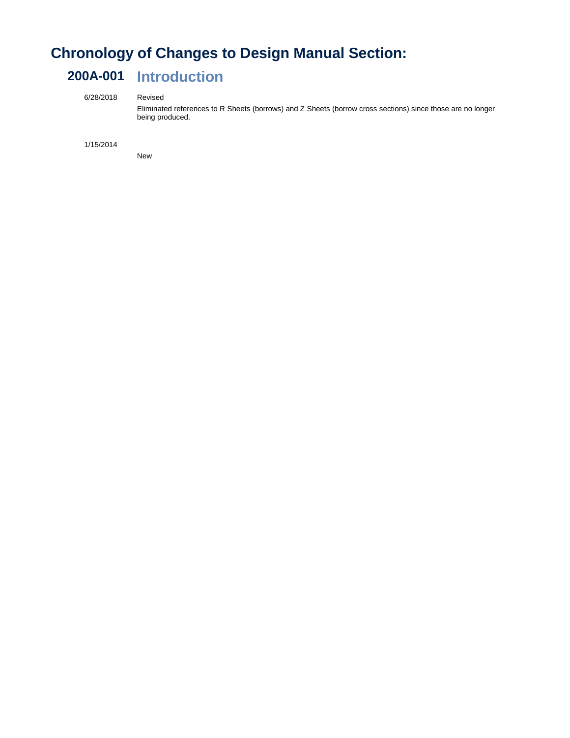# Chronology of Changes to Design Manual Section:

## 200A-001 Introduction

6/28/2018 Revised

Eliminated references to R Sheets (borrows) and Z Sheets (borrow cross sections) since those are no longer being produced.

1/15/2014

New